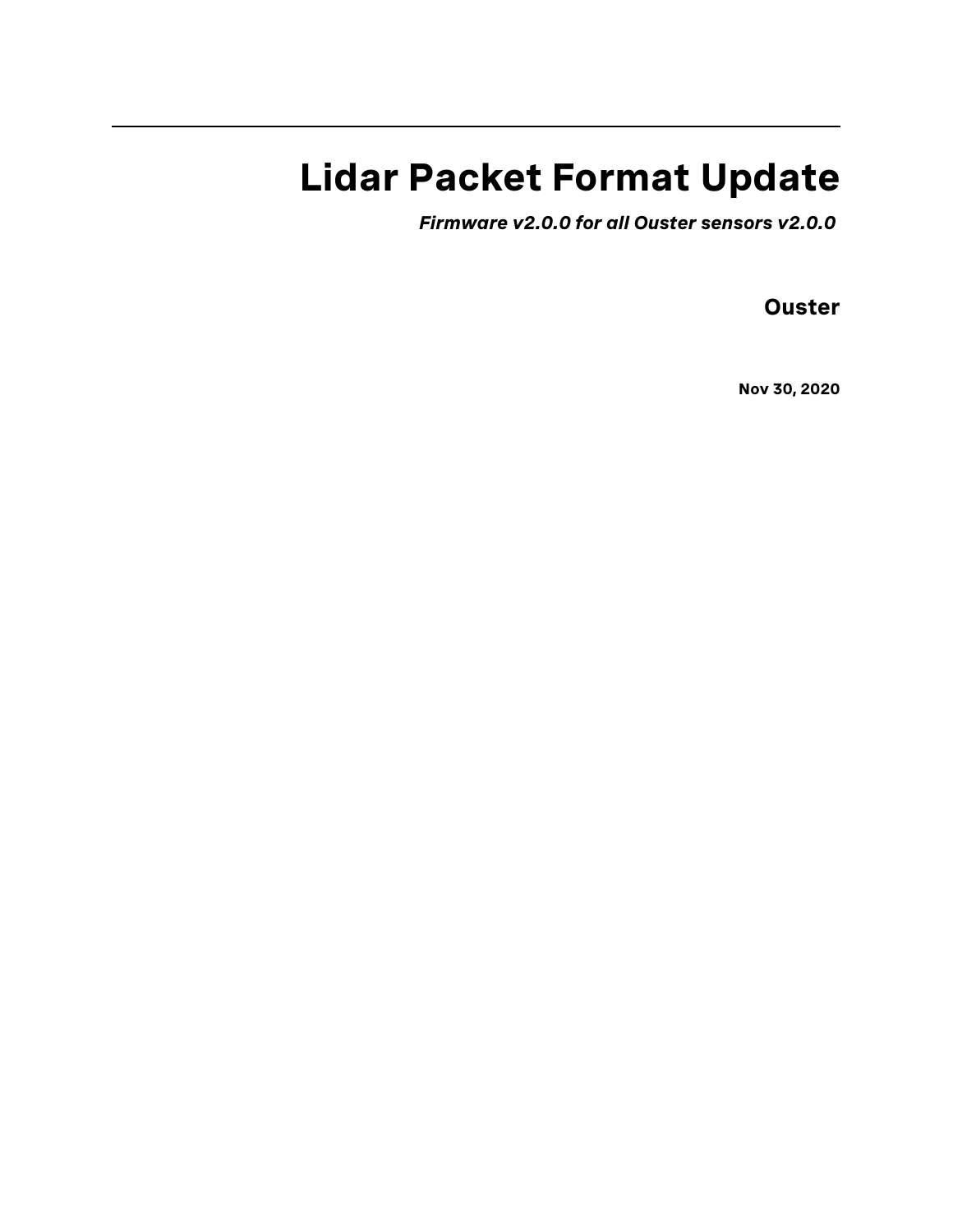# Lidar Packet Format Update

***Firmware v2.0.0 for all Ouster sensors v2.0.0***

**Ouster**

**Nov 30, 2020**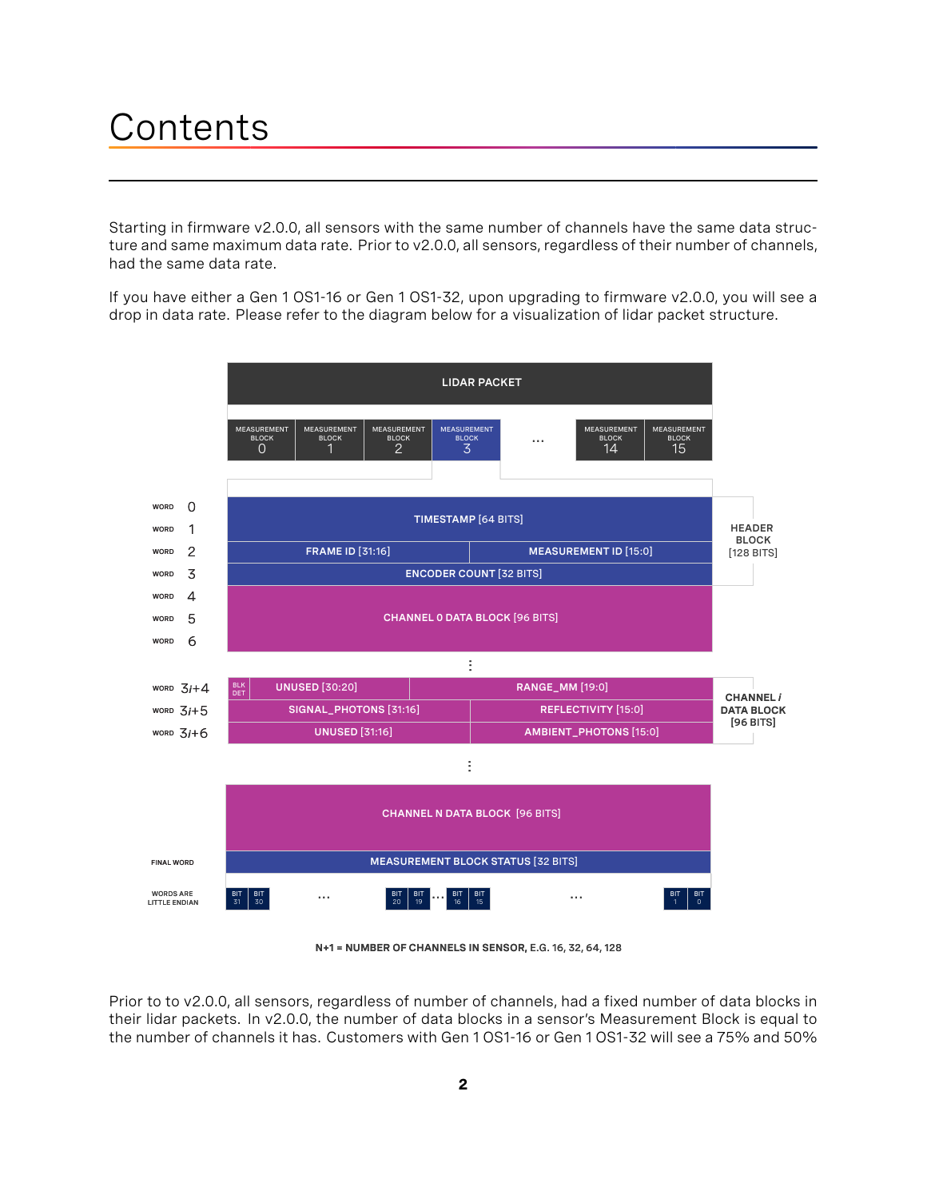# Contents

Starting in firmware v2.0.0, all sensors with the same number of channels have the same data structure and same maximum data rate. Prior to v2.0.0, all sensors, regardless of their number of channels, had the same data rate.

If you have either a Gen 1 OS1-16 or Gen 1 OS1-32, upon upgrading to firmware v2.0.0, you will see a drop in data rate. Please refer to the diagram below for a visualization of lidar packet structure.

LIDAR PACKET

| MEASUREMENT BLOCK 0 | MEASUREMENT BLOCK 1 | MEASUREMENT BLOCK 2 | MEASUREMENT BLOCK 3 | ... | MEASUREMENT BLOCK 14 | MEASUREMENT BLOCK 15 |
|---|---|---|---|---|---|---|

| Word | Contents | |
|---|---|---|
| WORD 0 | TIMESTAMP [64 BITS] | HEADER BLOCK [128 BITS] |
| WORD 1 | | |
| WORD 2 | FRAME ID [31:16] / MEASUREMENT ID [15:0] | |
| WORD 3 | ENCODER COUNT [32 BITS] | |
| WORD 4 | CHANNEL 0 DATA BLOCK [96 BITS] | |
| WORD 5 | | |
| WORD 6 | | |
| ⋮ | | |
| WORD $3i+4$ | BLK DET / UNUSED [30:20] / RANGE_MM [19:0] | CHANNEL $i$ DATA BLOCK [96 BITS] |
| WORD $3i+5$ | SIGNAL_PHOTONS [31:16] / REFLECTIVITY [15:0] | |
| WORD $3i+6$ | UNUSED [31:16] / AMBIENT_PHOTONS [15:0] | |
| ⋮ | | |
| | CHANNEL N DATA BLOCK [96 BITS] | |
| FINAL WORD | MEASUREMENT BLOCK STATUS [32 BITS] | |

WORDS ARE LITTLE ENDIAN: BIT 31, BIT 30 … BIT 20, BIT 19 … BIT 16, BIT 15 … BIT 1, BIT 0

N+1 = NUMBER OF CHANNELS IN SENSOR, E.G. 16, 32, 64, 128

Prior to to v2.0.0, all sensors, regardless of number of channels, had a fixed number of data blocks in their lidar packets. In v2.0.0, the number of data blocks in a sensor's Measurement Block is equal to the number of channels it has. Customers with Gen 1 OS1-16 or Gen 1 OS1-32 will see a 75% and 50%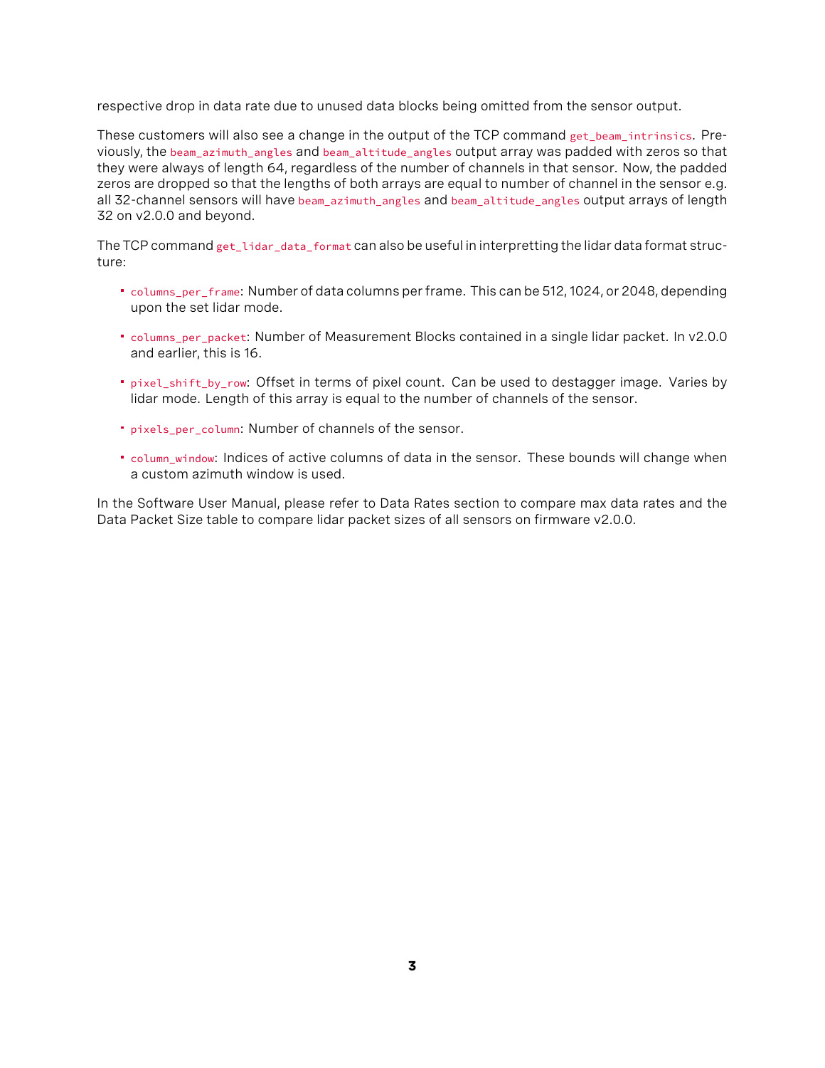respective drop in data rate due to unused data blocks being omitted from the sensor output.

These customers will also see a change in the output of the TCP command `get_beam_intrinsics`. Previously, the `beam_azimuth_angles` and `beam_altitude_angles` output array was padded with zeros so that they were always of length 64, regardless of the number of channels in that sensor. Now, the padded zeros are dropped so that the lengths of both arrays are equal to number of channel in the sensor e.g. all 32-channel sensors will have `beam_azimuth_angles` and `beam_altitude_angles` output arrays of length 32 on v2.0.0 and beyond.

The TCP command `get_lidar_data_format` can also be useful in interpretting the lidar data format structure:

- `columns_per_frame`: Number of data columns per frame. This can be 512, 1024, or 2048, depending upon the set lidar mode.
- `columns_per_packet`: Number of Measurement Blocks contained in a single lidar packet. In v2.0.0 and earlier, this is 16.
- `pixel_shift_by_row`: Offset in terms of pixel count. Can be used to destagger image. Varies by lidar mode. Length of this array is equal to the number of channels of the sensor.
- `pixels_per_column`: Number of channels of the sensor.
- `column_window`: Indices of active columns of data in the sensor. These bounds will change when a custom azimuth window is used.

In the Software User Manual, please refer to Data Rates section to compare max data rates and the Data Packet Size table to compare lidar packet sizes of all sensors on firmware v2.0.0.